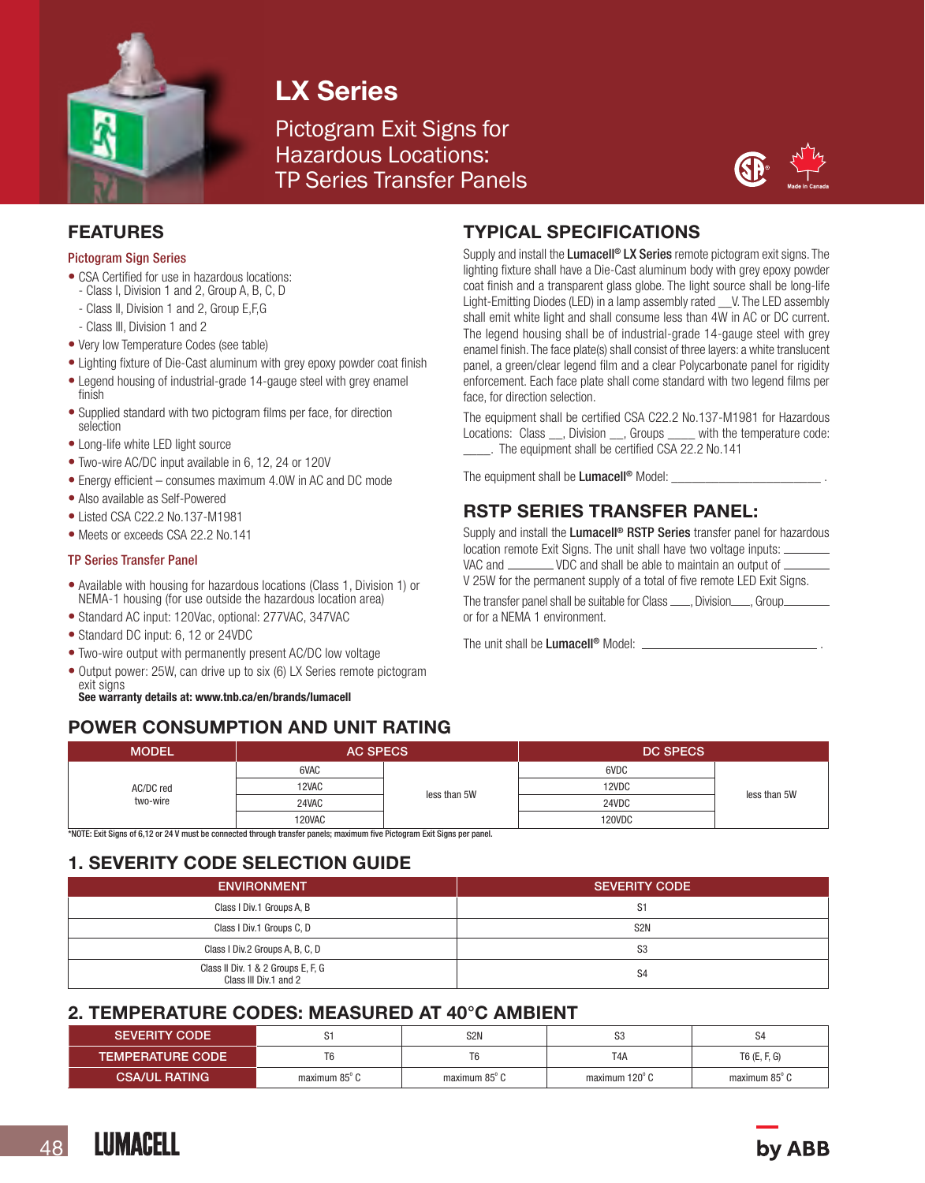# LX Series

## Pictogram Exit Signs for Hazardous Locations: TP Series Transfer Panels

Made in Canada

## FEATURES

### Pictogram Sign Series

- CSA Certified for use in hazardous locations:
  - Class I, Division 1 and 2, Group A, B, C, D
  - Class II, Division 1 and 2, Group E,F,G
  - Class III, Division 1 and 2
- Very low Temperature Codes (see table)
- Lighting fixture of Die-Cast aluminum with grey epoxy powder coat finish
- Legend housing of industrial-grade 14-gauge steel with grey enamel finish
- Supplied standard with two pictogram films per face, for direction selection
- Long-life white LED light source
- Two-wire AC/DC input available in 6, 12, 24 or 120V
- Energy efficient – consumes maximum 4.0W in AC and DC mode
- Also available as Self-Powered
- Listed CSA C22.2 No.137-M1981
- Meets or exceeds CSA 22.2 No.141

### TP Series Transfer Panel

- Available with housing for hazardous locations (Class 1, Division 1) or NEMA-1 housing (for use outside the hazardous location area)
- Standard AC input: 120Vac, optional: 277VAC, 347VAC
- Standard DC input: 6, 12 or 24VDC
- Two-wire output with permanently present AC/DC low voltage
- Output power: 25W, can drive up to six (6) LX Series remote pictogram exit signs

**See warranty details at: www.tnb.ca/en/brands/lumacell**

## TYPICAL SPECIFICATIONS

Supply and install the **Lumacell® LX Series** remote pictogram exit signs. The lighting fixture shall have a Die-Cast aluminum body with grey epoxy powder coat finish and a transparent glass globe. The light source shall be long-life Light-Emitting Diodes (LED) in a lamp assembly rated __V. The LED assembly shall emit white light and shall consume less than 4W in AC or DC current. The legend housing shall be of industrial-grade 14-gauge steel with grey enamel finish. The face plate(s) shall consist of three layers: a white translucent panel, a green/clear legend film and a clear Polycarbonate panel for rigidity enforcement. Each face plate shall come standard with two legend films per face, for direction selection.

The equipment shall be certified CSA C22.2 No.137-M1981 for Hazardous Locations: Class __, Division __, Groups ____ with the temperature code: _____. The equipment shall be certified CSA 22.2 No.141

The equipment shall be **Lumacell®** Model: ________________________ .

## RSTP SERIES TRANSFER PANEL:

Supply and install the **Lumacell® RSTP Series** transfer panel for hazardous location remote Exit Signs. The unit shall have two voltage inputs: ______ VAC and ______ VDC and shall be able to maintain an output of ______ V 25W for the permanent supply of a total of five remote LED Exit Signs.

The transfer panel shall be suitable for Class ___, Division___, Group______ or for a NEMA 1 environment.

The unit shall be **Lumacell®** Model: ____________________________ .

## POWER CONSUMPTION AND UNIT RATING

| MODEL | AC SPECS | | DC SPECS | |
|---|---|---|---|---|
| AC/DC red two-wire | 6VAC | less than 5W | 6VDC | less than 5W |
| | 12VAC | | 12VDC | |
| | 24VAC | | 24VDC | |
| | 120VAC | | 120VDC | |

*NOTE: Exit Signs of 6,12 or 24 V must be connected through transfer panels; maximum five Pictogram Exit Signs per panel.

## 1. SEVERITY CODE SELECTION GUIDE

| ENVIRONMENT | SEVERITY CODE |
|---|---|
| Class I Div.1 Groups A, B | S1 |
| Class I Div.1 Groups C, D | S2N |
| Class I Div.2 Groups A, B, C, D | S3 |
| Class II Div. 1 & 2 Groups E, F, G<br>Class III Div.1 and 2 | S4 |

## 2. TEMPERATURE CODES: MEASURED AT 40°C AMBIENT

| SEVERITY CODE | S1 | S2N | S3 | S4 |
|---|---|---|---|---|
| TEMPERATURE CODE | T6 | T6 | T4A | T6 (E, F, G) |
| CSA/UL RATING | maximum 85° C | maximum 85° C | maximum 120° C | maximum 85° C |

LUMACELL by ABB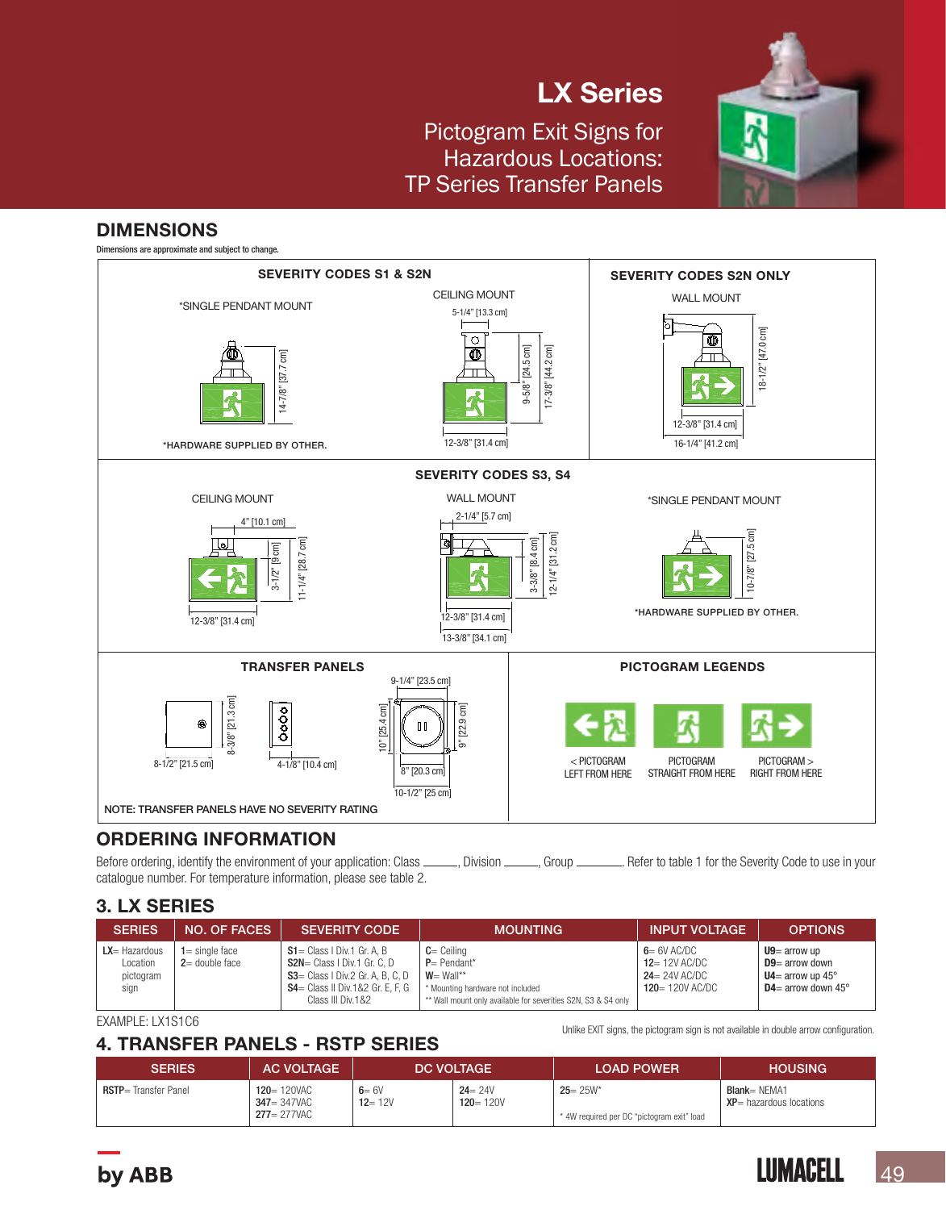# LX Series

Pictogram Exit Signs for Hazardous Locations: TP Series Transfer Panels

## DIMENSIONS

Dimensions are approximate and subject to change.

### SEVERITY CODES S1 & S2N

*SINGLE PENDANT MOUNT

14-7/8" [37.7 cm]

*HARDWARE SUPPLIED BY OTHER.

CEILING MOUNT

5-1/4" [13.3 cm]

9-5/8" [24.5 cm]

17-3/8" [44.2 cm]

12-3/8" [31.4 cm]

### SEVERITY CODES S2N ONLY

WALL MOUNT

18-1/2" [47.0 cm]

12-3/8" [31.4 cm]

16-1/4" [41.2 cm]

### SEVERITY CODES S3, S4

CEILING MOUNT

4" [10.1 cm]

3-1/2" [9 cm]

11-1/4" [28.7 cm]

12-3/8" [31.4 cm]

WALL MOUNT

2-1/4" [5.7 cm]

3-3/8" [8.4 cm]

12-1/4" [31.2 cm]

12-3/8" [31.4 cm]

13-3/8" [34.1 cm]

*SINGLE PENDANT MOUNT

10-7/8" [27.5 cm]

*HARDWARE SUPPLIED BY OTHER.

### TRANSFER PANELS

8-3/8" [21.3 cm]

8-1/2" [21.5 cm]

4-1/8" [10.4 cm]

9-1/4" [23.5 cm]

10" [25.4 cm]

9" [22.9 cm]

8" [20.3 cm]

10-1/2" [25 cm]

NOTE: TRANSFER PANELS HAVE NO SEVERITY RATING

### PICTOGRAM LEGENDS

< PICTOGRAM LEFT FROM HERE

PICTOGRAM STRAIGHT FROM HERE

PICTOGRAM > RIGHT FROM HERE

## ORDERING INFORMATION

Before ordering, identify the environment of your application: Class ______, Division ______, Group ______. Refer to table 1 for the Severity Code to use in your catalogue number. For temperature information, please see table 2.

## 3. LX SERIES

| SERIES | NO. OF FACES | SEVERITY CODE | MOUNTING | INPUT VOLTAGE | OPTIONS |
|---|---|---|---|---|---|
| **LX**= Hazardous Location pictogram sign | **1**= single face<br>**2**= double face | **S1**= Class I Div.1 Gr. A, B<br>**S2N**= Class I Div.1 Gr. C, D<br>**S3**= Class I Div.2 Gr. A, B, C, D<br>**S4**= Class II Div.1&2 Gr. E, F, G Class III Div.1&2 | **C**= Ceiling<br>**P**= Pendant*<br>**W**= Wall**<br>* Mounting hardware not included<br>** Wall mount only available for severities S2N, S3 & S4 only | **6**= 6V AC/DC<br>**12**= 12V AC/DC<br>**24**= 24V AC/DC<br>**120**= 120V AC/DC | **U9**= arrow up<br>**D9**= arrow down<br>**U4**= arrow up 45°<br>**D4**= arrow down 45° |

EXAMPLE: LX1S1C6

Unlike EXIT signs, the pictogram sign is not available in double arrow configuration.

## 4. TRANSFER PANELS - RSTP SERIES

| SERIES | AC VOLTAGE | DC VOLTAGE | | LOAD POWER | HOUSING |
|---|---|---|---|---|---|
| **RSTP**= Transfer Panel | **120**= 120VAC<br>**347**= 347VAC<br>**277**= 277VAC | **6**= 6V<br>**12**= 12V | **24**= 24V<br>**120**= 120V | **25**= 25W*<br>* 4W required per DC "pictogram exit" load | **Blank**= NEMA1<br>**XP**= hazardous locations |

by ABB

LUMACELL